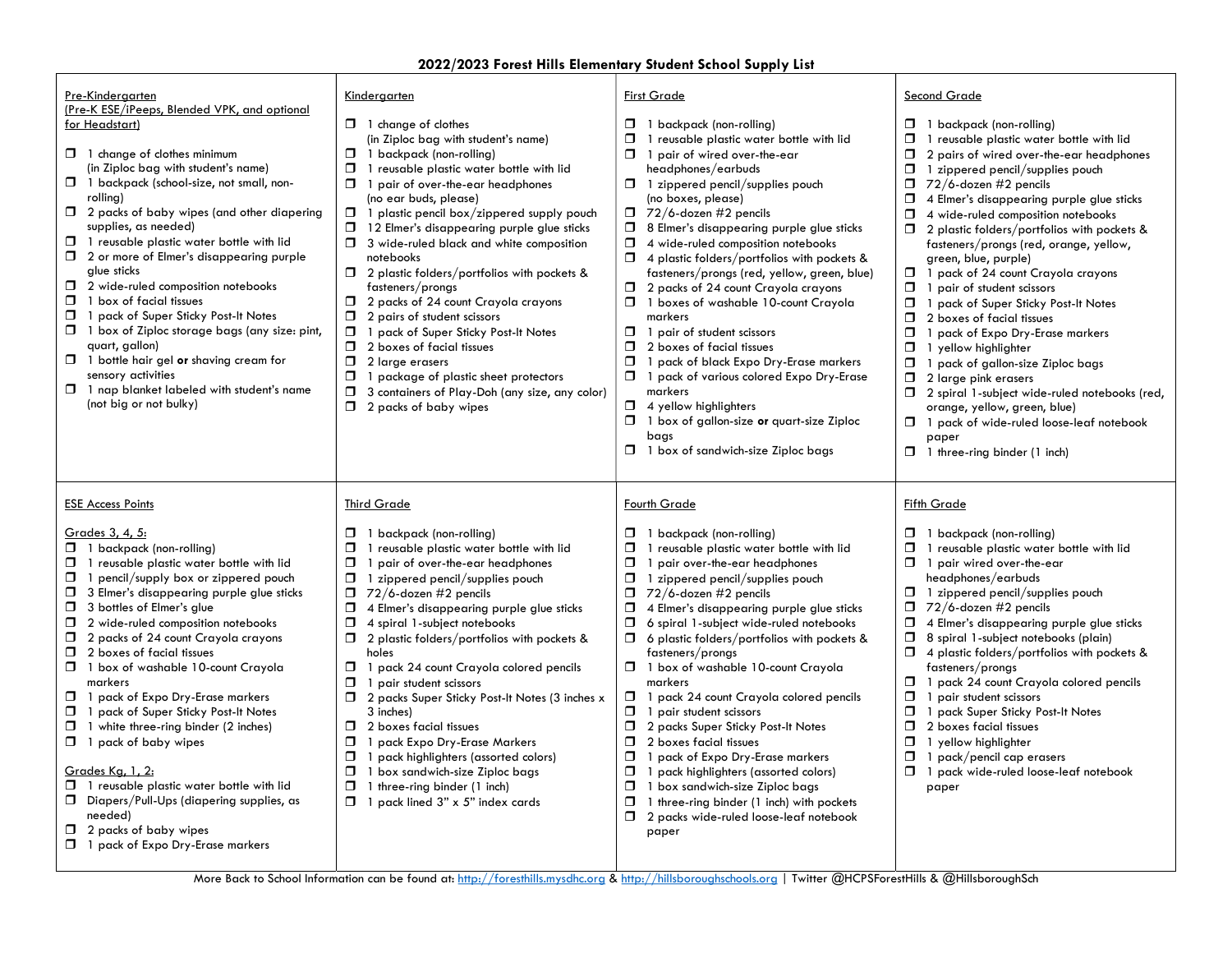# 2022/2023 Forest Hills Elementary Student School Supply List

## Pre-Kindergarten
(Pre-K ESE/iPeeps, Blended VPK, and optional for Headstart)

- ❒ 1 change of clothes minimum (in Ziploc bag with student's name)
- ❒ 1 backpack (school-size, not small, non-rolling)
- ❒ 2 packs of baby wipes (and other diapering supplies, as needed)
- ❒ 1 reusable plastic water bottle with lid
- ❒ 2 or more of Elmer's disappearing purple glue sticks
- ❒ 2 wide-ruled composition notebooks
- ❒ 1 box of facial tissues
- ❒ 1 pack of Super Sticky Post-It Notes
- ❒ 1 box of Ziploc storage bags (any size: pint, quart, gallon)
- ❒ 1 bottle hair gel **or** shaving cream for sensory activities
- ❒ 1 nap blanket labeled with student's name (not big or not bulky)

## Kindergarten

- ❒ 1 change of clothes (in Ziploc bag with student's name)
- ❒ 1 backpack (non-rolling)
- ❒ 1 reusable plastic water bottle with lid
- ❒ 1 pair of over-the-ear headphones (no ear buds, please)
- ❒ 1 plastic pencil box/zippered supply pouch
- ❒ 12 Elmer's disappearing purple glue sticks
- ❒ 3 wide-ruled black and white composition notebooks
- ❒ 2 plastic folders/portfolios with pockets & fasteners/prongs
- ❒ 2 packs of 24 count Crayola crayons
- ❒ 2 pairs of student scissors
- ❒ 1 pack of Super Sticky Post-It Notes
- ❒ 2 boxes of facial tissues
- ❒ 2 large erasers
- ❒ 1 package of plastic sheet protectors
- ❒ 3 containers of Play-Doh (any size, any color)
- ❒ 2 packs of baby wipes

## First Grade

- ❒ 1 backpack (non-rolling)
- ❒ 1 reusable plastic water bottle with lid
- ❒ 1 pair of wired over-the-ear headphones/earbuds
- ❒ 1 zippered pencil/supplies pouch (no boxes, please)
- ❒ 72/6-dozen #2 pencils
- ❒ 8 Elmer's disappearing purple glue sticks
- ❒ 4 wide-ruled composition notebooks
- ❒ 4 plastic folders/portfolios with pockets & fasteners/prongs (red, yellow, green, blue)
- ❒ 2 packs of 24 count Crayola crayons
- ❒ 1 boxes of washable 10-count Crayola markers
- ❒ 1 pair of student scissors
- ❒ 2 boxes of facial tissues
- ❒ 1 pack of black Expo Dry-Erase markers
- ❒ 1 pack of various colored Expo Dry-Erase markers
- ❒ 4 yellow highlighters
- ❒ 1 box of gallon-size **or** quart-size Ziploc bags
- ❒ 1 box of sandwich-size Ziploc bags

## Second Grade

- ❒ 1 backpack (non-rolling)
- ❒ 1 reusable plastic water bottle with lid
- ❒ 2 pairs of wired over-the-ear headphones
- ❒ 1 zippered pencil/supplies pouch
- ❒ 72/6-dozen #2 pencils
- ❒ 4 Elmer's disappearing purple glue sticks
- ❒ 4 wide-ruled composition notebooks
- ❒ 2 plastic folders/portfolios with pockets & fasteners/prongs (red, orange, yellow, green, blue, purple)
- ❒ 1 pack of 24 count Crayola crayons
- ❒ 1 pair of student scissors
- ❒ 1 pack of Super Sticky Post-It Notes
- ❒ 2 boxes of facial tissues
- ❒ 1 pack of Expo Dry-Erase markers
- ❒ 1 yellow highlighter
- ❒ 1 pack of gallon-size Ziploc bags
- ❒ 2 large pink erasers
- ❒ 2 spiral 1-subject wide-ruled notebooks (red, orange, yellow, green, blue)
- ❒ 1 pack of wide-ruled loose-leaf notebook paper
- ❒ 1 three-ring binder (1 inch)

## ESE Access Points

### Grades 3, 4, 5:

- ❒ 1 backpack (non-rolling)
- ❒ 1 reusable plastic water bottle with lid
- ❒ 1 pencil/supply box or zippered pouch
- ❒ 3 Elmer's disappearing purple glue sticks
- ❒ 3 bottles of Elmer's glue
- ❒ 2 wide-ruled composition notebooks
- ❒ 2 packs of 24 count Crayola crayons
- ❒ 2 boxes of facial tissues
- ❒ 1 box of washable 10-count Crayola markers
- ❒ 1 pack of Expo Dry-Erase markers
- ❒ 1 pack of Super Sticky Post-It Notes
- ❒ 1 white three-ring binder (2 inches)
- ❒ 1 pack of baby wipes

### Grades Kg, 1, 2:

- ❒ 1 reusable plastic water bottle with lid
- ❒ Diapers/Pull-Ups (diapering supplies, as needed)
- ❒ 2 packs of baby wipes
- ❒ 1 pack of Expo Dry-Erase markers

## Third Grade

- ❒ 1 backpack (non-rolling)
- ❒ 1 reusable plastic water bottle with lid
- ❒ 1 pair of over-the-ear headphones
- ❒ 1 zippered pencil/supplies pouch
- ❒ 72/6-dozen #2 pencils
- ❒ 4 Elmer's disappearing purple glue sticks
- ❒ 4 spiral 1-subject notebooks
- ❒ 2 plastic folders/portfolios with pockets & holes
- ❒ 1 pack 24 count Crayola colored pencils
- ❒ 1 pair student scissors
- ❒ 2 packs Super Sticky Post-It Notes (3 inches x 3 inches)
- ❒ 2 boxes facial tissues
- ❒ 1 pack Expo Dry-Erase Markers
- ❒ 1 pack highlighters (assorted colors)
- ❒ 1 box sandwich-size Ziploc bags
- ❒ 1 three-ring binder (1 inch)
- ❒ 1 pack lined 3" x 5" index cards

## Fourth Grade

- ❒ 1 backpack (non-rolling)
- ❒ 1 reusable plastic water bottle with lid
- ❒ 1 pair over-the-ear headphones
- ❒ 1 zippered pencil/supplies pouch
- ❒ 72/6-dozen #2 pencils
- ❒ 4 Elmer's disappearing purple glue sticks
- ❒ 6 spiral 1-subject wide-ruled notebooks
- ❒ 6 plastic folders/portfolios with pockets & fasteners/prongs
- ❒ 1 box of washable 10-count Crayola markers
- ❒ 1 pack 24 count Crayola colored pencils
- ❒ 1 pair student scissors
- ❒ 2 packs Super Sticky Post-It Notes
- ❒ 2 boxes facial tissues
- ❒ 1 pack of Expo Dry-Erase markers
- ❒ 1 pack highlighters (assorted colors)
- ❒ 1 box sandwich-size Ziploc bags
- ❒ 1 three-ring binder (1 inch) with pockets
- ❒ 2 packs wide-ruled loose-leaf notebook paper

## Fifth Grade

- ❒ 1 backpack (non-rolling)
- ❒ 1 reusable plastic water bottle with lid
- ❒ 1 pair wired over-the-ear headphones/earbuds
- ❒ 1 zippered pencil/supplies pouch
- ❒ 72/6-dozen #2 pencils
- ❒ 4 Elmer's disappearing purple glue sticks
- ❒ 8 spiral 1-subject notebooks (plain)
- ❒ 4 plastic folders/portfolios with pockets & fasteners/prongs
- ❒ 1 pack 24 count Crayola colored pencils
- ❒ 1 pair student scissors
- ❒ 1 pack Super Sticky Post-It Notes
- ❒ 2 boxes facial tissues
- ❒ 1 yellow highlighter
- ❒ 1 pack/pencil cap erasers
- ❒ 1 pack wide-ruled loose-leaf notebook paper

More Back to School Information can be found at: http://foresthills.mysdhc.org & http://hillsboroughschools.org | Twitter @HCPSForestHills & @HillsboroughSch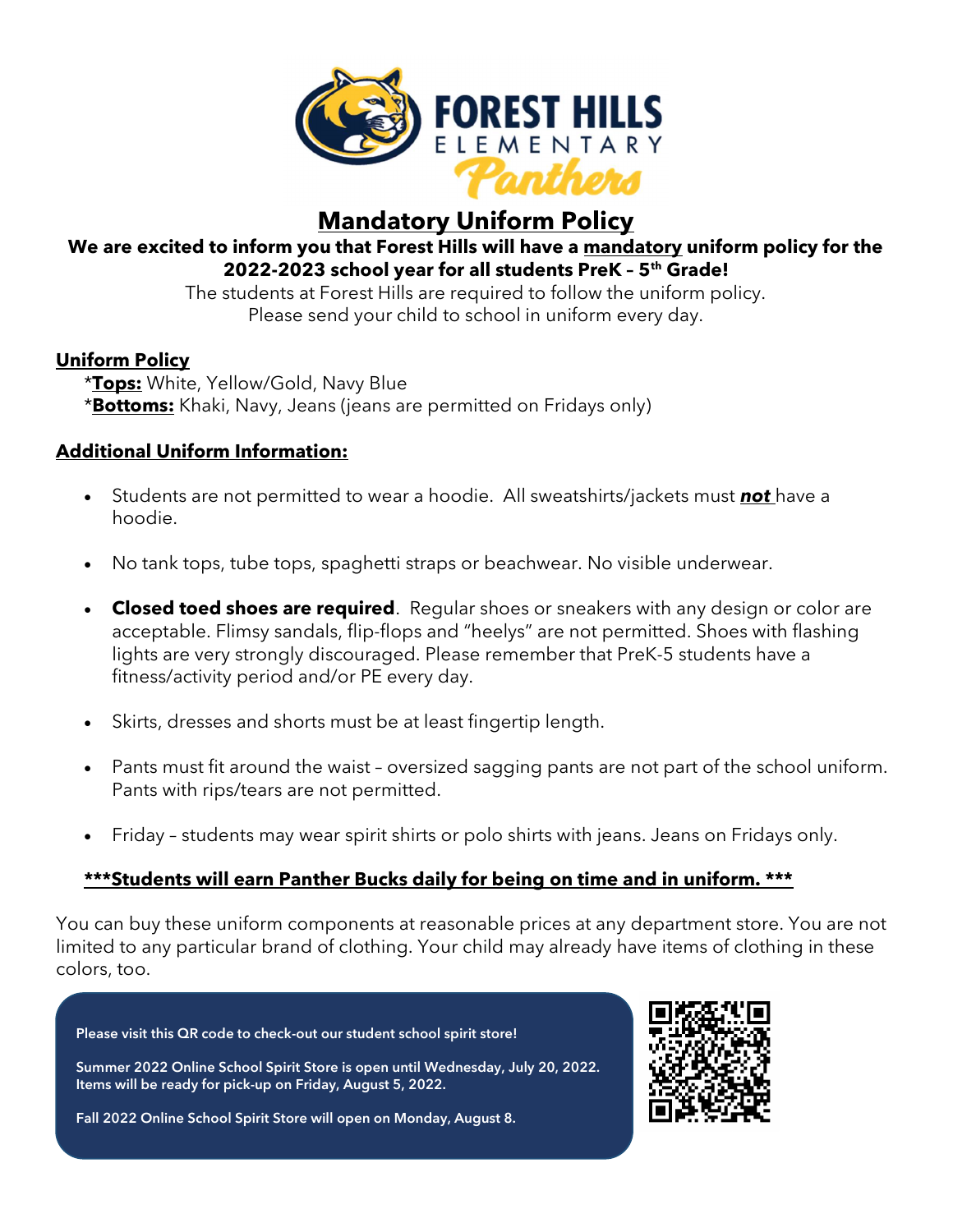# Forest Hills Elementary Panthers

## Mandatory Uniform Policy

**We are excited to inform you that Forest Hills will have a mandatory uniform policy for the 2022-2023 school year for all students PreK – 5th Grade!**

The students at Forest Hills are required to follow the uniform policy.
Please send your child to school in uniform every day.

### Uniform Policy

*__Tops:__ White, Yellow/Gold, Navy Blue
*__Bottoms:__ Khaki, Navy, Jeans (jeans are permitted on Fridays only)

### Additional Uniform Information:

- Students are not permitted to wear a hoodie. All sweatshirts/jackets must ***not*** have a hoodie.
- No tank tops, tube tops, spaghetti straps or beachwear. No visible underwear.
- **Closed toed shoes are required**. Regular shoes or sneakers with any design or color are acceptable. Flimsy sandals, flip-flops and "heelys" are not permitted. Shoes with flashing lights are very strongly discouraged. Please remember that PreK-5 students have a fitness/activity period and/or PE every day.
- Skirts, dresses and shorts must be at least fingertip length.
- Pants must fit around the waist – oversized sagging pants are not part of the school uniform. Pants with rips/tears are not permitted.
- Friday – students may wear spirit shirts or polo shirts with jeans. Jeans on Fridays only.

**\*\*\*Students will earn Panther Bucks daily for being on time and in uniform. \*\*\***

You can buy these uniform components at reasonable prices at any department store. You are not limited to any particular brand of clothing. Your child may already have items of clothing in these colors, too.

**Please visit this QR code to check-out our student school spirit store!**

**Summer 2022 Online School Spirit Store is open until Wednesday, July 20, 2022. Items will be ready for pick-up on Friday, August 5, 2022.**

**Fall 2022 Online School Spirit Store will open on Monday, August 8.**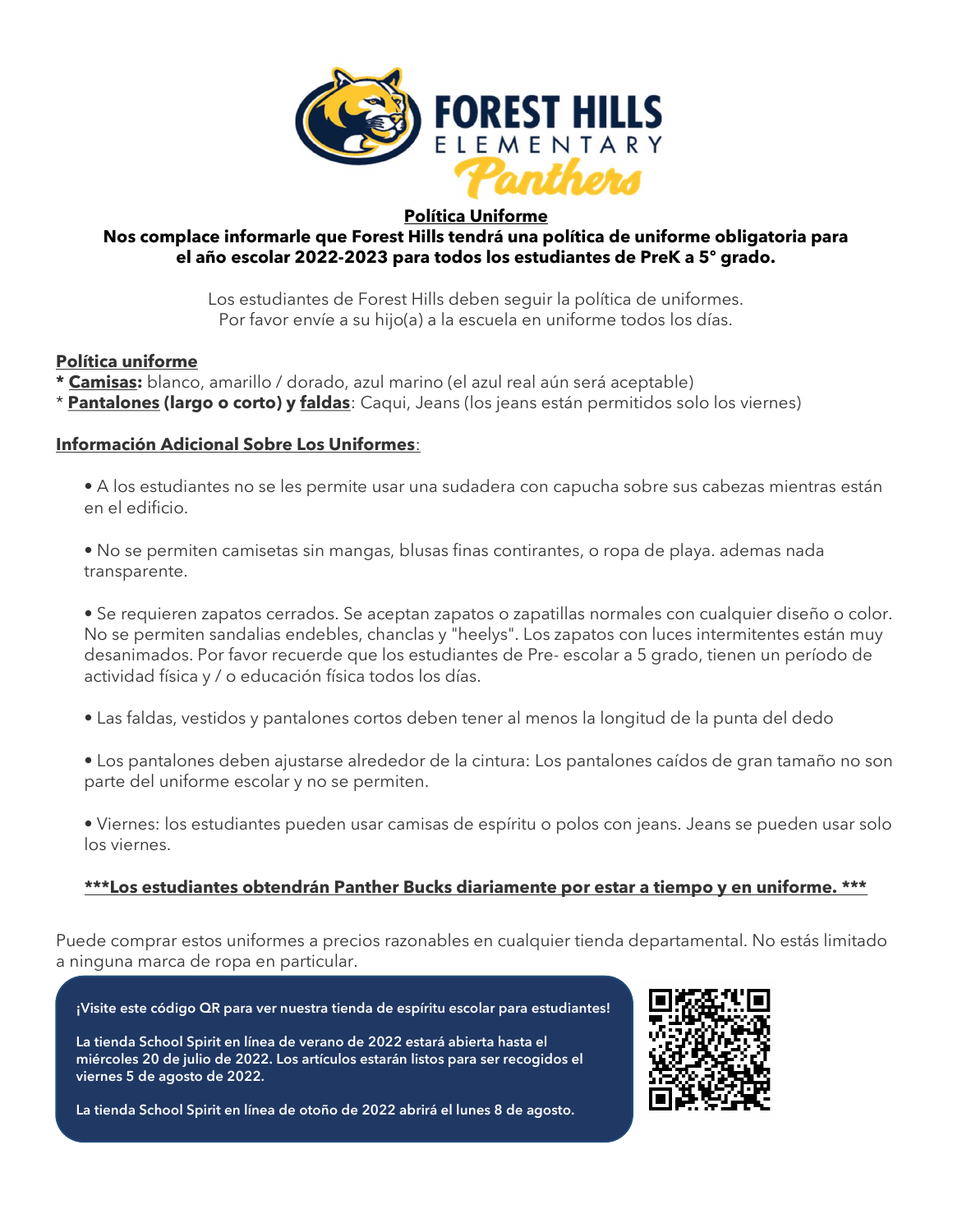**FOREST HILLS**
ELEMENTARY
*Panthers*

**Política Uniforme**

**Nos complace informarle que Forest Hills tendrá una política de uniforme obligatoria para el año escolar 2022-2023 para todos los estudiantes de PreK a 5° grado.**

Los estudiantes de Forest Hills deben seguir la política de uniformes.
Por favor envíe a su hijo(a) a la escuela en uniforme todos los días.

**Política uniforme**

* **Camisas:** blanco, amarillo / dorado, azul marino (el azul real aún será aceptable)
* **Pantalones (largo o corto) y faldas**: Caqui, Jeans (los jeans están permitidos solo los viernes)

**Información Adicional Sobre Los Uniformes**:

- A los estudiantes no se les permite usar una sudadera con capucha sobre sus cabezas mientras están en el edificio.
- No se permiten camisetas sin mangas, blusas finas contirantes, o ropa de playa. ademas nada transparente.
- Se requieren zapatos cerrados. Se aceptan zapatos o zapatillas normales con cualquier diseño o color. No se permiten sandalias endebles, chanclas y "heelys". Los zapatos con luces intermitentes están muy desanimados. Por favor recuerde que los estudiantes de Pre- escolar a 5 grado, tienen un período de actividad física y / o educación física todos los días.
- Las faldas, vestidos y pantalones cortos deben tener al menos la longitud de la punta del dedo
- Los pantalones deben ajustarse alrededor de la cintura: Los pantalones caídos de gran tamaño no son parte del uniforme escolar y no se permiten.
- Viernes: los estudiantes pueden usar camisas de espíritu o polos con jeans. Jeans se pueden usar solo los viernes.

**\*\*\*Los estudiantes obtendrán Panther Bucks diariamente por estar a tiempo y en uniforme. \*\*\***

Puede comprar estos uniformes a precios razonables en cualquier tienda departamental. No estás limitado a ninguna marca de ropa en particular.

**¡Visite este código QR para ver nuestra tienda de espíritu escolar para estudiantes!**

**La tienda School Spirit en línea de verano de 2022 estará abierta hasta el miércoles 20 de julio de 2022. Los artículos estarán listos para ser recogidos el viernes 5 de agosto de 2022.**

**La tienda School Spirit en línea de otoño de 2022 abrirá el lunes 8 de agosto.**